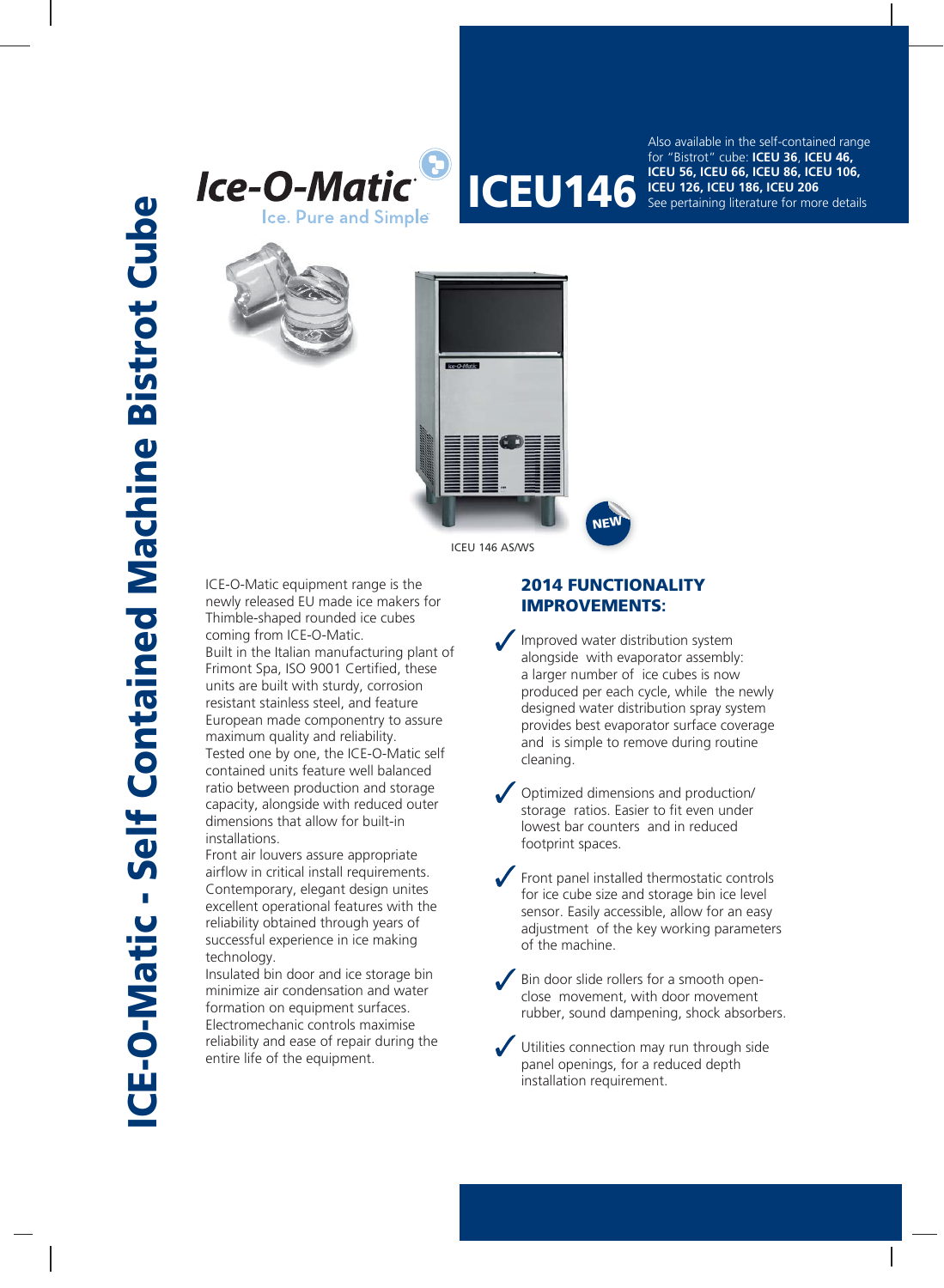# ICE-O-Matic - Self Contained Machine Bistrot Cube

Ice-O-Matic
Ice. Pure and Simple

# ICEU146

Also available in the self-contained range for "Bistrot" cube: **ICEU 36**, **ICEU 46, ICEU 56, ICEU 66, ICEU 86, ICEU 106, ICEU 126, ICEU 186, ICEU 206**
See pertaining literature for more details

NEW

ICEU 146 AS/WS

ICE-O-Matic equipment range is the newly released EU made ice makers for Thimble-shaped rounded ice cubes coming from ICE-O-Matic.
Built in the Italian manufacturing plant of Frimont Spa, ISO 9001 Certified, these units are built with sturdy, corrosion resistant stainless steel, and feature European made componentry to assure maximum quality and reliability.
Tested one by one, the ICE-O-Matic self contained units feature well balanced ratio between production and storage capacity, alongside with reduced outer dimensions that allow for built-in installations.
Front air louvers assure appropriate airflow in critical install requirements.
Contemporary, elegant design unites excellent operational features with the reliability obtained through years of successful experience in ice making technology.
Insulated bin door and ice storage bin minimize air condensation and water formation on equipment surfaces.
Electromechanic controls maximise reliability and ease of repair during the entire life of the equipment.

## 2014 FUNCTIONALITY IMPROVEMENTS:

- ✓ Improved water distribution system alongside with evaporator assembly: a larger number of ice cubes is now produced per each cycle, while the newly designed water distribution spray system provides best evaporator surface coverage and is simple to remove during routine cleaning.
- ✓ Optimized dimensions and production/ storage ratios. Easier to fit even under lowest bar counters and in reduced footprint spaces.
- ✓ Front panel installed thermostatic controls for ice cube size and storage bin ice level sensor. Easily accessible, allow for an easy adjustment of the key working parameters of the machine.
- ✓ Bin door slide rollers for a smooth open-close movement, with door movement rubber, sound dampening, shock absorbers.
- ✓ Utilities connection may run through side panel openings, for a reduced depth installation requirement.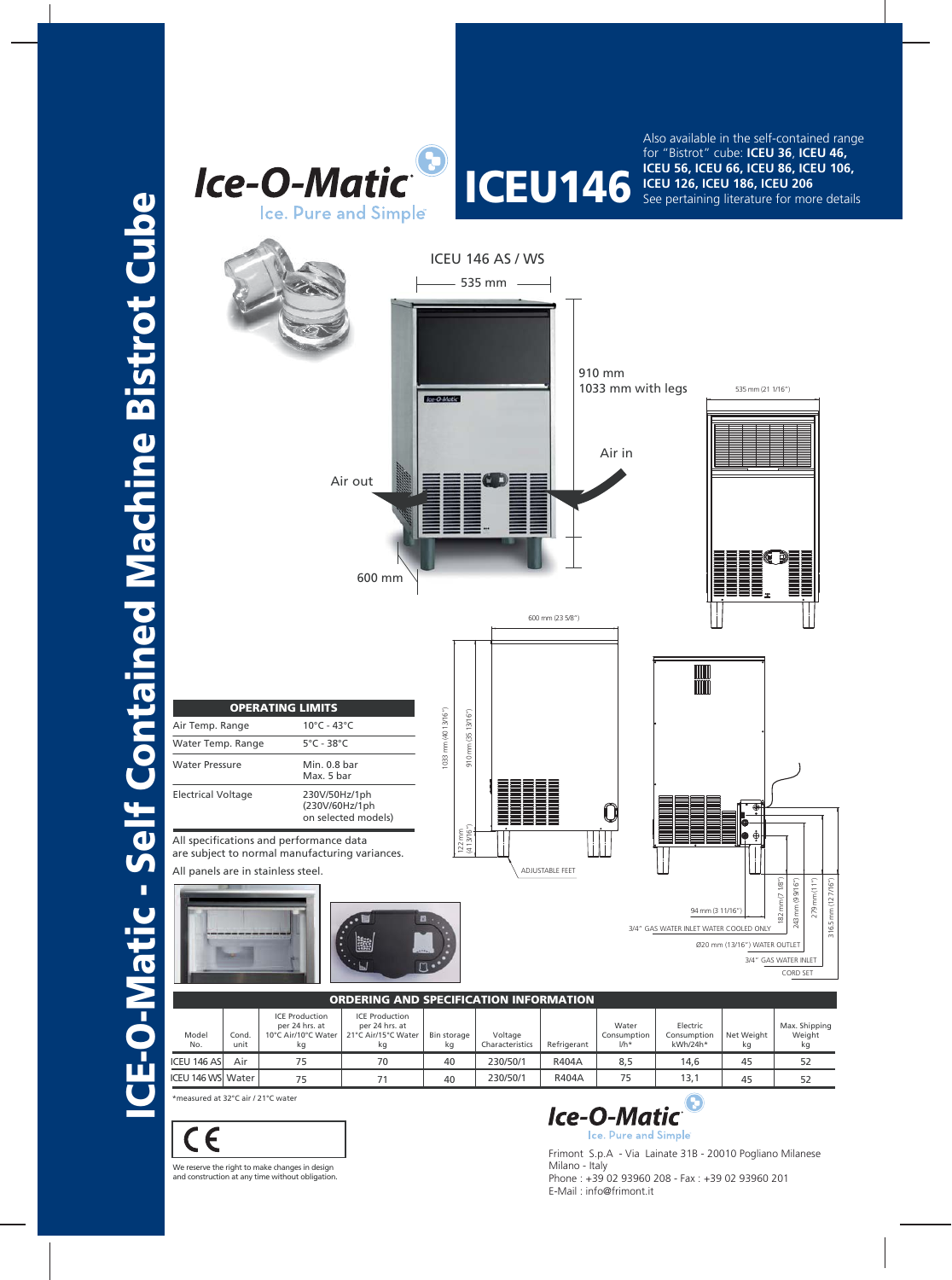# ICE-O-Matic - Self Contained Machine Bistrot Cube

Ice-O-Matic
Ice. Pure and Simple

# ICEU146

Also available in the self-contained range for "Bistrot" cube: **ICEU 36, ICEU 46, ICEU 56, ICEU 66, ICEU 86, ICEU 106, ICEU 126, ICEU 186, ICEU 206**
See pertaining literature for more details

ICEU 146 AS / WS

535 mm

910 mm
1033 mm with legs

Air in

Air out

600 mm

535 mm (21 1/16")

600 mm (23 5/8")

1033 mm (40 13/16")

910 mm (35 13/16")

122 mm (4 13/16")

ADJUSTABLE FEET

94 mm (3 11/16")

182 mm (7 1/8")

243 mm (9 9/16")

279 mm (11")

316.5 mm (12 7/16")

3/4" GAS WATER INLET WATER COOLED ONLY

Ø20 mm (13/16") WATER OUTLET

3/4" GAS WATER INLET

CORD SET

| OPERATING LIMITS | |
|---|---|
| Air Temp. Range | 10°C - 43°C |
| Water Temp. Range | 5°C - 38°C |
| Water Pressure | Min. 0.8 bar<br>Max. 5 bar |
| Electrical Voltage | 230V/50Hz/1ph<br>(230V/60Hz/1ph on selected models) |

All specifications and performance data are subject to normal manufacturing variances.

All panels are in stainless steel.

## ORDERING AND SPECIFICATION INFORMATION

| Model No. | Cond. unit | ICE Production per 24 hrs. at 10°C Air/10°C Water kg | ICE Production per 24 hrs. at 21°C Air/15°C Water kg | Bin storage kg | Voltage Characteristics | Refrigerant | Water Consumption l/h* | Electric Consumption kWh/24h* | Net Weight kg | Max. Shipping Weight kg |
|---|---|---|---|---|---|---|---|---|---|---|
| ICEU 146 AS | Air | 75 | 70 | 40 | 230/50/1 | R404A | 8,5 | 14,6 | 45 | 52 |
| ICEU 146 WS | Water | 75 | 71 | 40 | 230/50/1 | R404A | 75 | 13,1 | 45 | 52 |

*measured at 32°C air / 21°C water

CE

We reserve the right to make changes in design and construction at any time without obligation.

Ice-O-Matic
Ice. Pure and Simple

Frimont S.p.A - Via Lainate 31B - 20010 Pogliano Milanese
Milano - Italy
Phone : +39 02 93960 208 - Fax : +39 02 93960 201
E-Mail : info@frimont.it